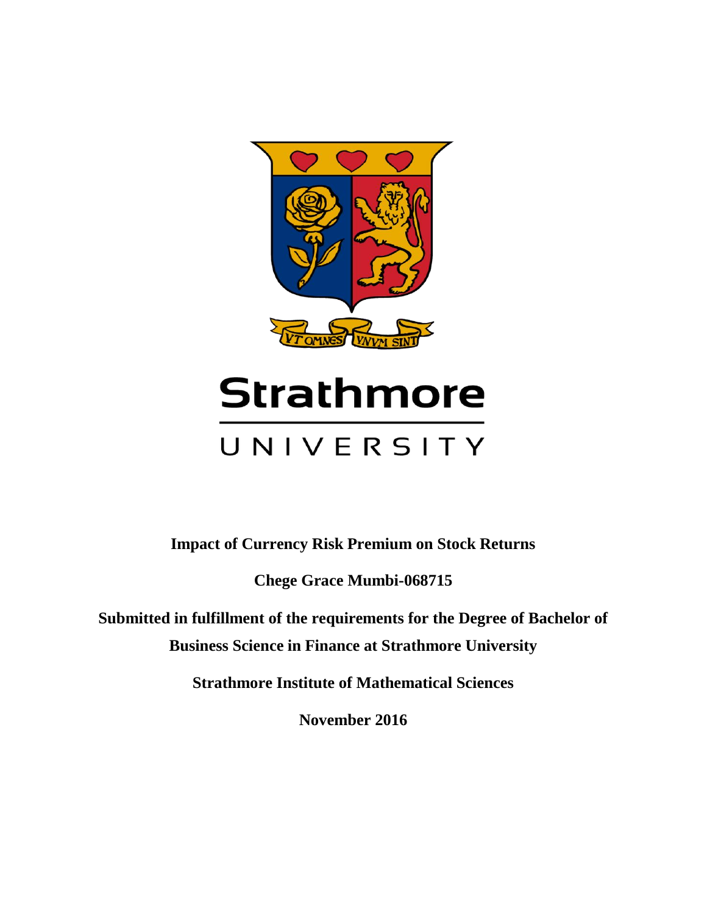Strathmore

UNIVERSITY

**Impact of Currency Risk Premium on Stock Returns**

**Chege Grace Mumbi-068715**

**Submitted in fulfillment of the requirements for the Degree of Bachelor of Business Science in Finance at Strathmore University**

**Strathmore Institute of Mathematical Sciences**

**November 2016**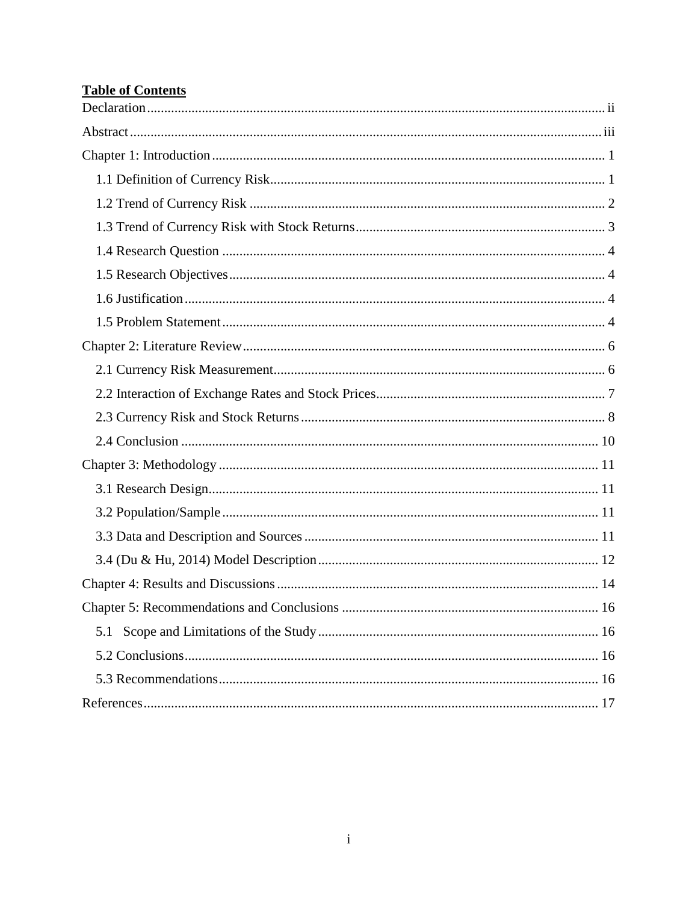**Table of Contents**

Declaration .................................................................................................................................. ii

Abstract ........................................................................................................................................ iii

Chapter 1: Introduction ................................................................................................................. 1

- 1.1 Definition of Currency Risk................................................................................................ 1
- 1.2 Trend of Currency Risk ...................................................................................................... 2
- 1.3 Trend of Currency Risk with Stock Returns........................................................................ 3
- 1.4 Research Question .............................................................................................................. 4
- 1.5 Research Objectives............................................................................................................ 4
- 1.6 Justification ........................................................................................................................ 4
- 1.5 Problem Statement .............................................................................................................. 4

Chapter 2: Literature Review ........................................................................................................ 6

- 2.1 Currency Risk Measurement................................................................................................ 6
- 2.2 Interaction of Exchange Rates and Stock Prices.................................................................. 7
- 2.3 Currency Risk and Stock Returns........................................................................................ 8
- 2.4 Conclusion ........................................................................................................................ 10

Chapter 3: Methodology ............................................................................................................. 11

- 3.1 Research Design................................................................................................................ 11
- 3.2 Population/Sample ............................................................................................................ 11
- 3.3 Data and Description and Sources ..................................................................................... 11
- 3.4 (Du & Hu, 2014) Model Description ................................................................................. 12

Chapter 4: Results and Discussions ............................................................................................ 14

Chapter 5: Recommendations and Conclusions .......................................................................... 16

- 5.1 Scope and Limitations of the Study ................................................................................. 16
- 5.2 Conclusions....................................................................................................................... 16
- 5.3 Recommendations.............................................................................................................. 16

References.................................................................................................................................... 17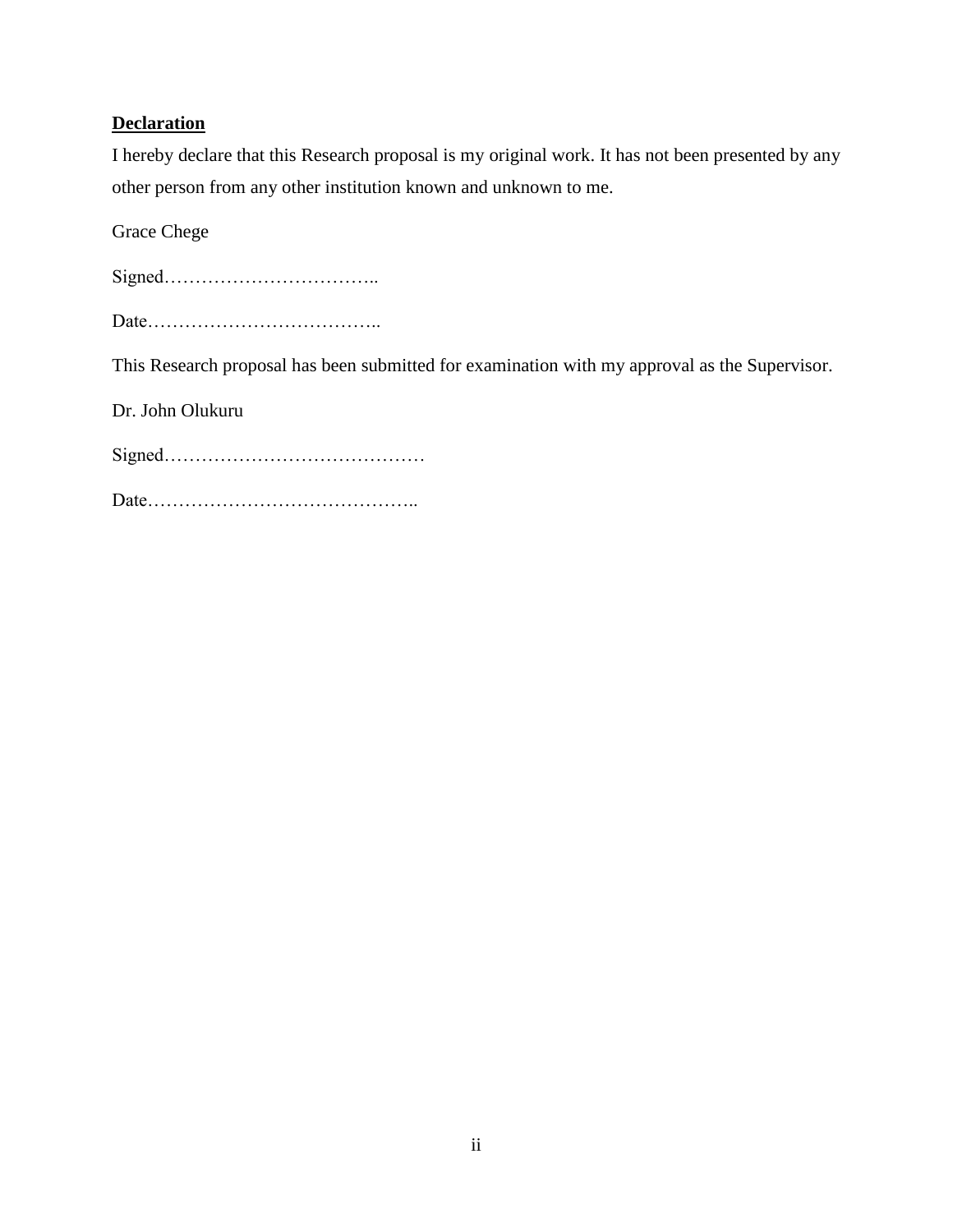## **Declaration**

I hereby declare that this Research proposal is my original work. It has not been presented by any other person from any other institution known and unknown to me.

Grace Chege

Signed……………………………..

Date………………………………..

This Research proposal has been submitted for examination with my approval as the Supervisor.

Dr. John Olukuru

Signed……………………………………

Date……………………………………..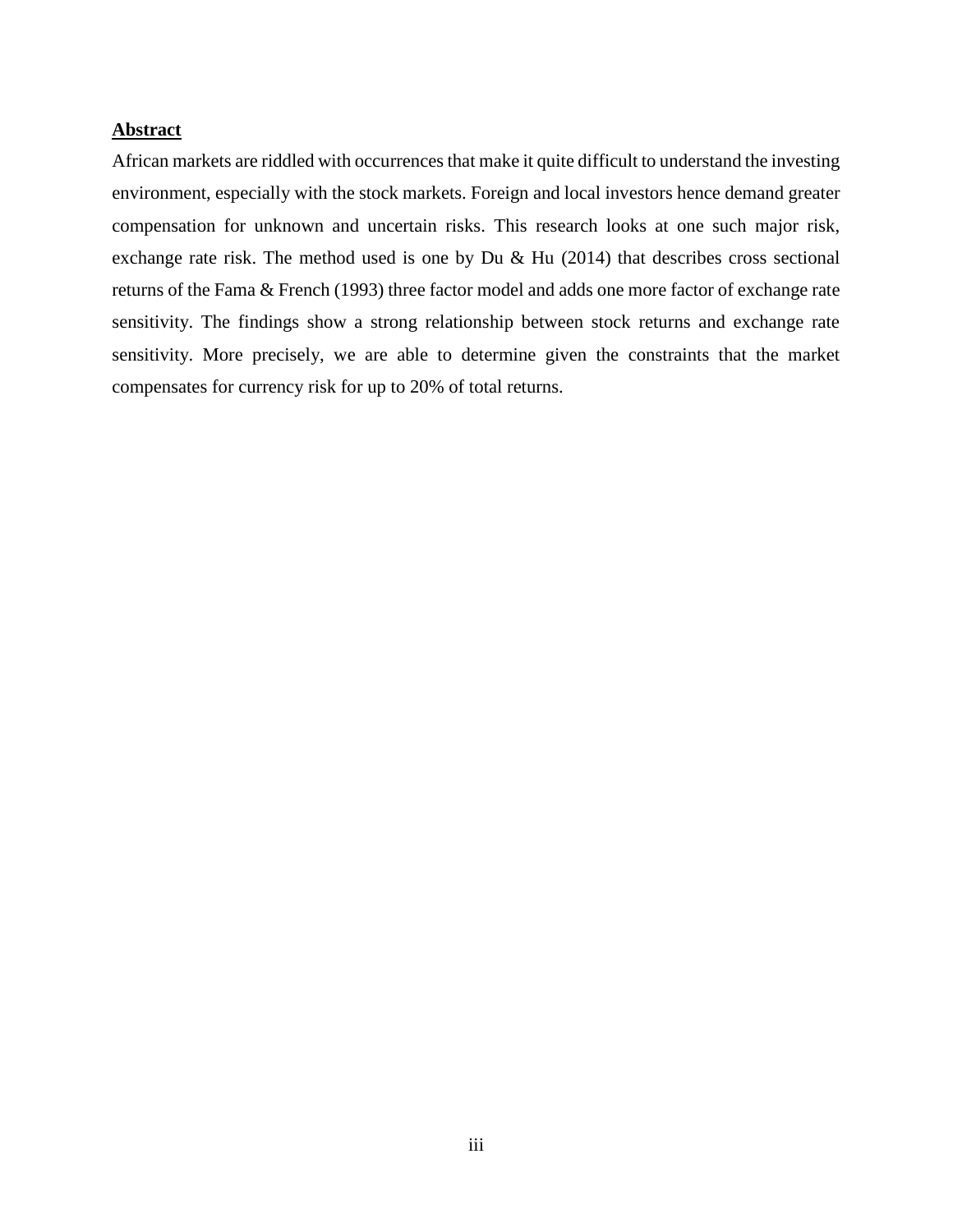## Abstract

African markets are riddled with occurrences that make it quite difficult to understand the investing environment, especially with the stock markets. Foreign and local investors hence demand greater compensation for unknown and uncertain risks. This research looks at one such major risk, exchange rate risk. The method used is one by Du & Hu (2014) that describes cross sectional returns of the Fama & French (1993) three factor model and adds one more factor of exchange rate sensitivity. The findings show a strong relationship between stock returns and exchange rate sensitivity. More precisely, we are able to determine given the constraints that the market compensates for currency risk for up to 20% of total returns.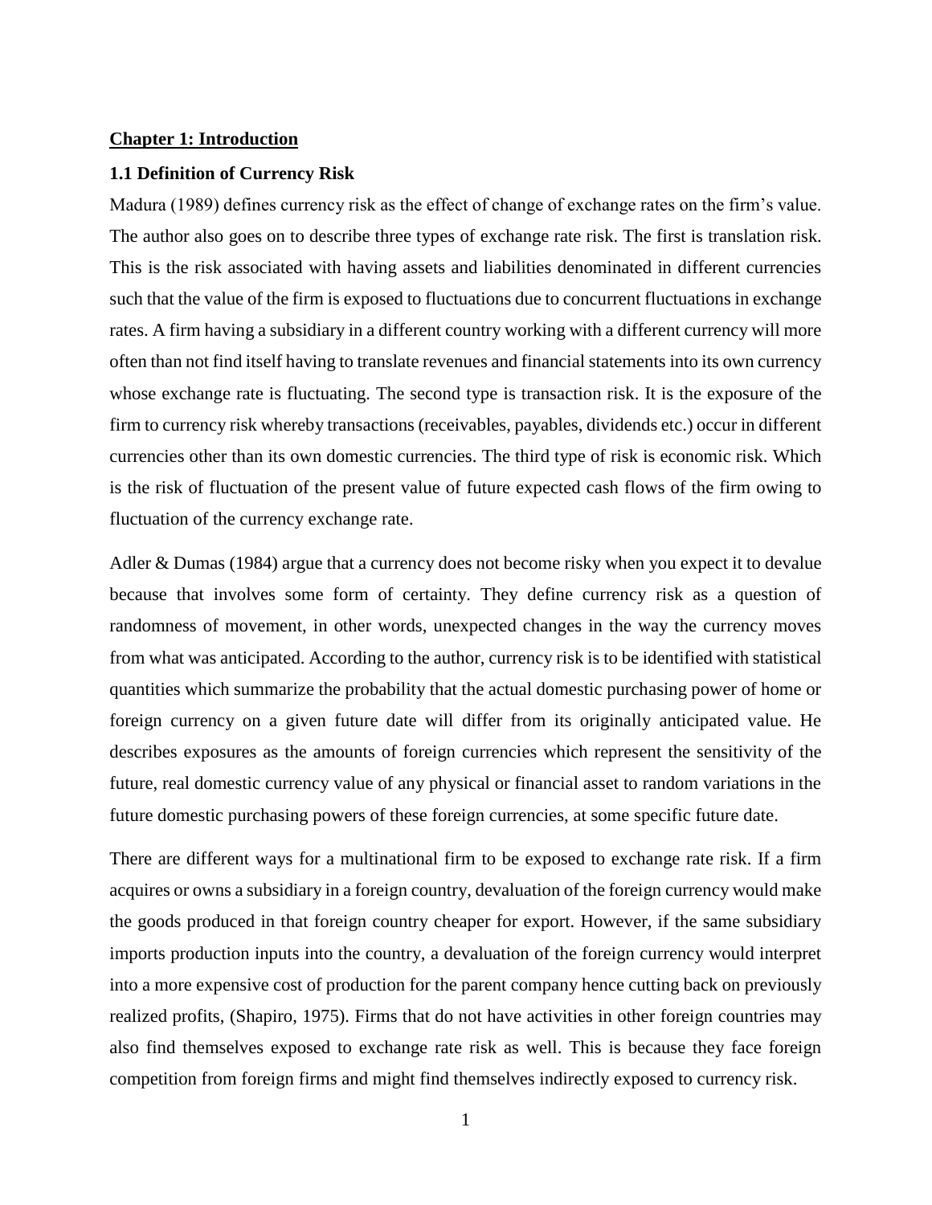## Chapter 1: Introduction

### 1.1 Definition of Currency Risk

Madura (1989) defines currency risk as the effect of change of exchange rates on the firm's value. The author also goes on to describe three types of exchange rate risk. The first is translation risk. This is the risk associated with having assets and liabilities denominated in different currencies such that the value of the firm is exposed to fluctuations due to concurrent fluctuations in exchange rates. A firm having a subsidiary in a different country working with a different currency will more often than not find itself having to translate revenues and financial statements into its own currency whose exchange rate is fluctuating. The second type is transaction risk. It is the exposure of the firm to currency risk whereby transactions (receivables, payables, dividends etc.) occur in different currencies other than its own domestic currencies. The third type of risk is economic risk. Which is the risk of fluctuation of the present value of future expected cash flows of the firm owing to fluctuation of the currency exchange rate.

Adler & Dumas (1984) argue that a currency does not become risky when you expect it to devalue because that involves some form of certainty. They define currency risk as a question of randomness of movement, in other words, unexpected changes in the way the currency moves from what was anticipated. According to the author, currency risk is to be identified with statistical quantities which summarize the probability that the actual domestic purchasing power of home or foreign currency on a given future date will differ from its originally anticipated value. He describes exposures as the amounts of foreign currencies which represent the sensitivity of the future, real domestic currency value of any physical or financial asset to random variations in the future domestic purchasing powers of these foreign currencies, at some specific future date.

There are different ways for a multinational firm to be exposed to exchange rate risk. If a firm acquires or owns a subsidiary in a foreign country, devaluation of the foreign currency would make the goods produced in that foreign country cheaper for export. However, if the same subsidiary imports production inputs into the country, a devaluation of the foreign currency would interpret into a more expensive cost of production for the parent company hence cutting back on previously realized profits, (Shapiro, 1975). Firms that do not have activities in other foreign countries may also find themselves exposed to exchange rate risk as well. This is because they face foreign competition from foreign firms and might find themselves indirectly exposed to currency risk.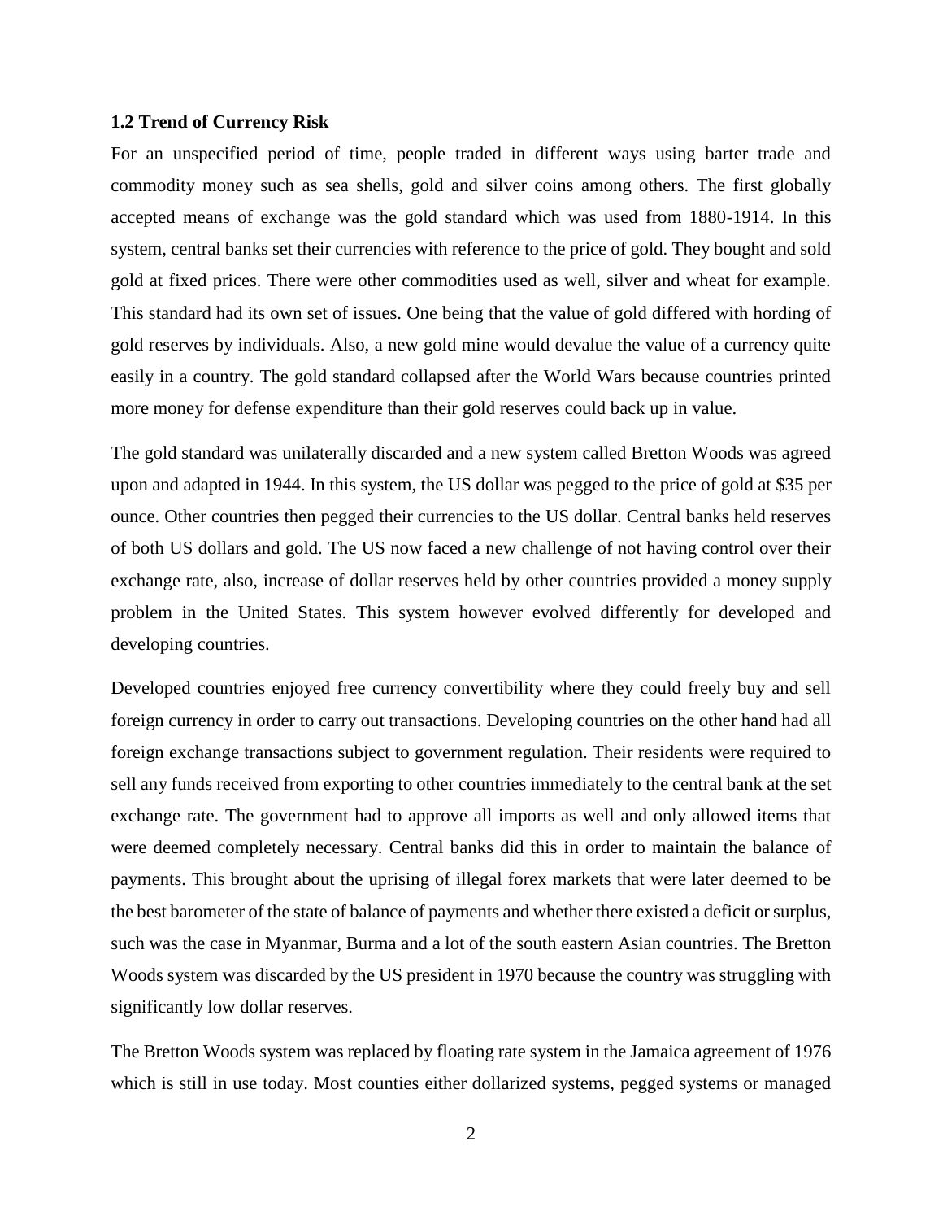**1.2 Trend of Currency Risk**

For an unspecified period of time, people traded in different ways using barter trade and commodity money such as sea shells, gold and silver coins among others. The first globally accepted means of exchange was the gold standard which was used from 1880-1914. In this system, central banks set their currencies with reference to the price of gold. They bought and sold gold at fixed prices. There were other commodities used as well, silver and wheat for example. This standard had its own set of issues. One being that the value of gold differed with hording of gold reserves by individuals. Also, a new gold mine would devalue the value of a currency quite easily in a country. The gold standard collapsed after the World Wars because countries printed more money for defense expenditure than their gold reserves could back up in value.

The gold standard was unilaterally discarded and a new system called Bretton Woods was agreed upon and adapted in 1944. In this system, the US dollar was pegged to the price of gold at $35 per ounce. Other countries then pegged their currencies to the US dollar. Central banks held reserves of both US dollars and gold. The US now faced a new challenge of not having control over their exchange rate, also, increase of dollar reserves held by other countries provided a money supply problem in the United States. This system however evolved differently for developed and developing countries.

Developed countries enjoyed free currency convertibility where they could freely buy and sell foreign currency in order to carry out transactions. Developing countries on the other hand had all foreign exchange transactions subject to government regulation. Their residents were required to sell any funds received from exporting to other countries immediately to the central bank at the set exchange rate. The government had to approve all imports as well and only allowed items that were deemed completely necessary. Central banks did this in order to maintain the balance of payments. This brought about the uprising of illegal forex markets that were later deemed to be the best barometer of the state of balance of payments and whether there existed a deficit or surplus, such was the case in Myanmar, Burma and a lot of the south eastern Asian countries. The Bretton Woods system was discarded by the US president in 1970 because the country was struggling with significantly low dollar reserves.

The Bretton Woods system was replaced by floating rate system in the Jamaica agreement of 1976 which is still in use today. Most counties either dollarized systems, pegged systems or managed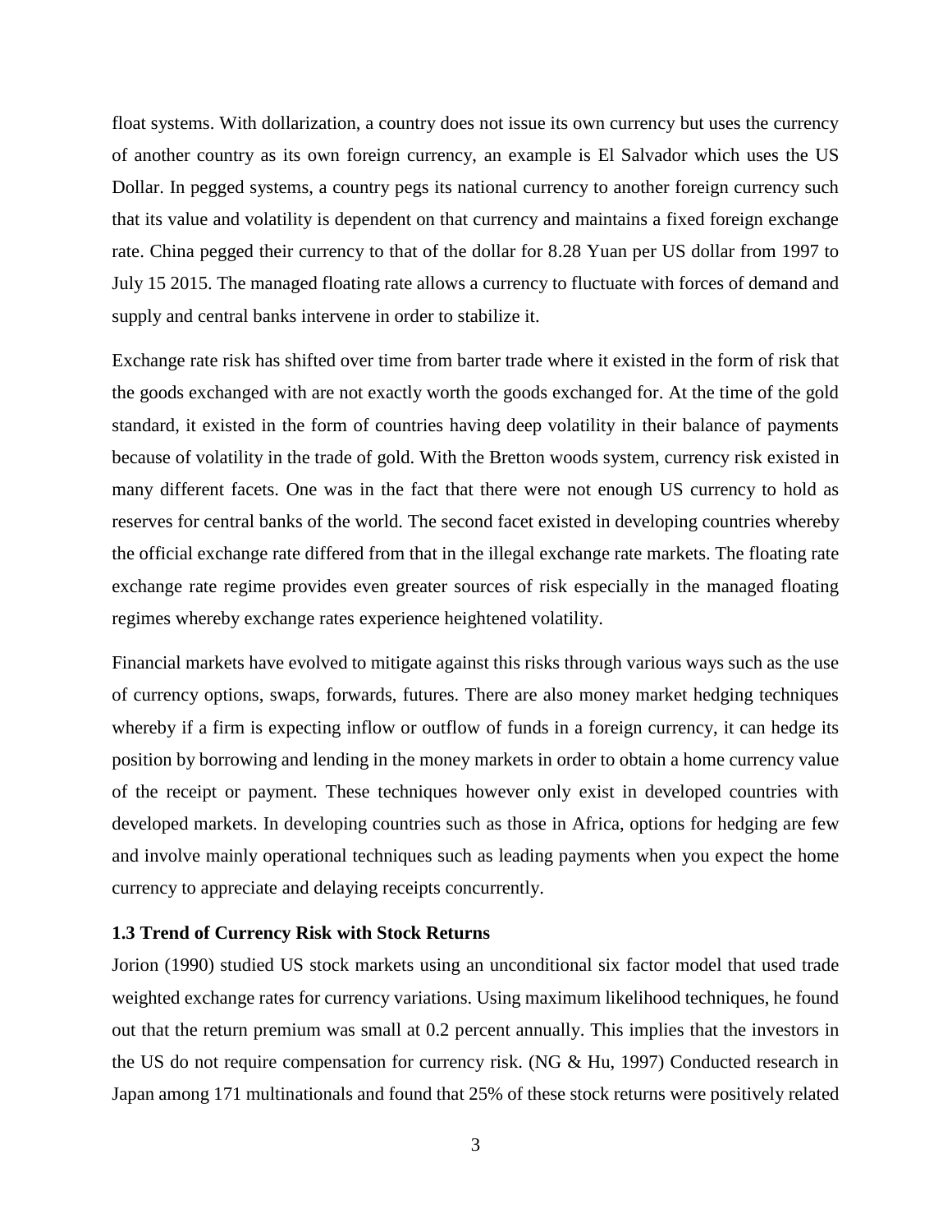float systems. With dollarization, a country does not issue its own currency but uses the currency of another country as its own foreign currency, an example is El Salvador which uses the US Dollar. In pegged systems, a country pegs its national currency to another foreign currency such that its value and volatility is dependent on that currency and maintains a fixed foreign exchange rate. China pegged their currency to that of the dollar for 8.28 Yuan per US dollar from 1997 to July 15 2015. The managed floating rate allows a currency to fluctuate with forces of demand and supply and central banks intervene in order to stabilize it.

Exchange rate risk has shifted over time from barter trade where it existed in the form of risk that the goods exchanged with are not exactly worth the goods exchanged for. At the time of the gold standard, it existed in the form of countries having deep volatility in their balance of payments because of volatility in the trade of gold. With the Bretton woods system, currency risk existed in many different facets. One was in the fact that there were not enough US currency to hold as reserves for central banks of the world. The second facet existed in developing countries whereby the official exchange rate differed from that in the illegal exchange rate markets. The floating rate exchange rate regime provides even greater sources of risk especially in the managed floating regimes whereby exchange rates experience heightened volatility.

Financial markets have evolved to mitigate against this risks through various ways such as the use of currency options, swaps, forwards, futures. There are also money market hedging techniques whereby if a firm is expecting inflow or outflow of funds in a foreign currency, it can hedge its position by borrowing and lending in the money markets in order to obtain a home currency value of the receipt or payment. These techniques however only exist in developed countries with developed markets. In developing countries such as those in Africa, options for hedging are few and involve mainly operational techniques such as leading payments when you expect the home currency to appreciate and delaying receipts concurrently.

### 1.3 Trend of Currency Risk with Stock Returns

Jorion (1990) studied US stock markets using an unconditional six factor model that used trade weighted exchange rates for currency variations. Using maximum likelihood techniques, he found out that the return premium was small at 0.2 percent annually. This implies that the investors in the US do not require compensation for currency risk. (NG & Hu, 1997) Conducted research in Japan among 171 multinationals and found that 25% of these stock returns were positively related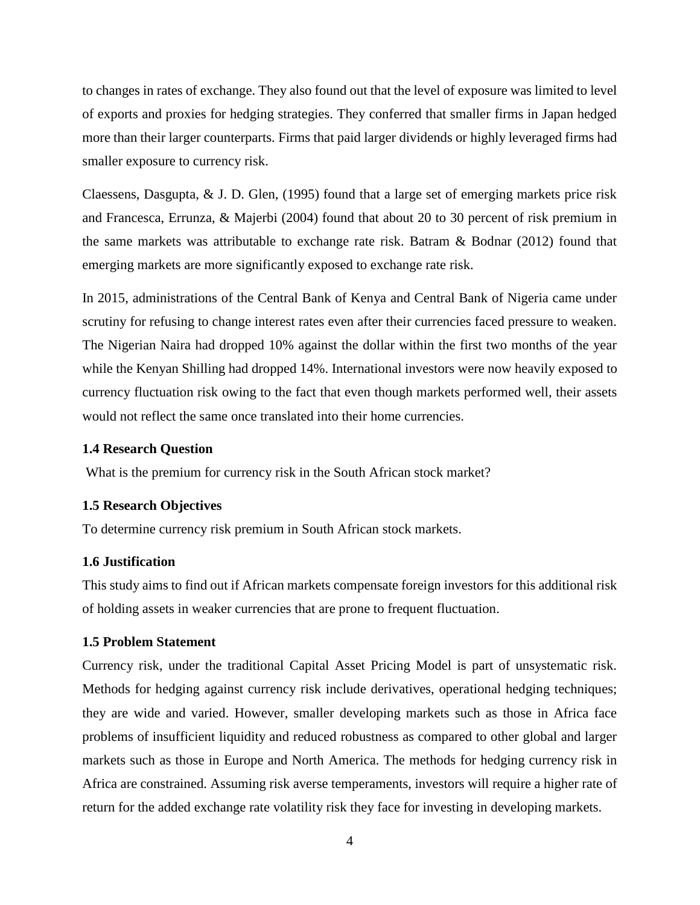to changes in rates of exchange. They also found out that the level of exposure was limited to level of exports and proxies for hedging strategies. They conferred that smaller firms in Japan hedged more than their larger counterparts. Firms that paid larger dividends or highly leveraged firms had smaller exposure to currency risk.

Claessens, Dasgupta, & J. D. Glen, (1995) found that a large set of emerging markets price risk and Francesca, Errunza, & Majerbi (2004) found that about 20 to 30 percent of risk premium in the same markets was attributable to exchange rate risk. Batram & Bodnar (2012) found that emerging markets are more significantly exposed to exchange rate risk.

In 2015, administrations of the Central Bank of Kenya and Central Bank of Nigeria came under scrutiny for refusing to change interest rates even after their currencies faced pressure to weaken. The Nigerian Naira had dropped 10% against the dollar within the first two months of the year while the Kenyan Shilling had dropped 14%. International investors were now heavily exposed to currency fluctuation risk owing to the fact that even though markets performed well, their assets would not reflect the same once translated into their home currencies.

### 1.4 Research Question

What is the premium for currency risk in the South African stock market?

### 1.5 Research Objectives

To determine currency risk premium in South African stock markets.

### 1.6 Justification

This study aims to find out if African markets compensate foreign investors for this additional risk of holding assets in weaker currencies that are prone to frequent fluctuation.

### 1.5 Problem Statement

Currency risk, under the traditional Capital Asset Pricing Model is part of unsystematic risk. Methods for hedging against currency risk include derivatives, operational hedging techniques; they are wide and varied. However, smaller developing markets such as those in Africa face problems of insufficient liquidity and reduced robustness as compared to other global and larger markets such as those in Europe and North America. The methods for hedging currency risk in Africa are constrained. Assuming risk averse temperaments, investors will require a higher rate of return for the added exchange rate volatility risk they face for investing in developing markets.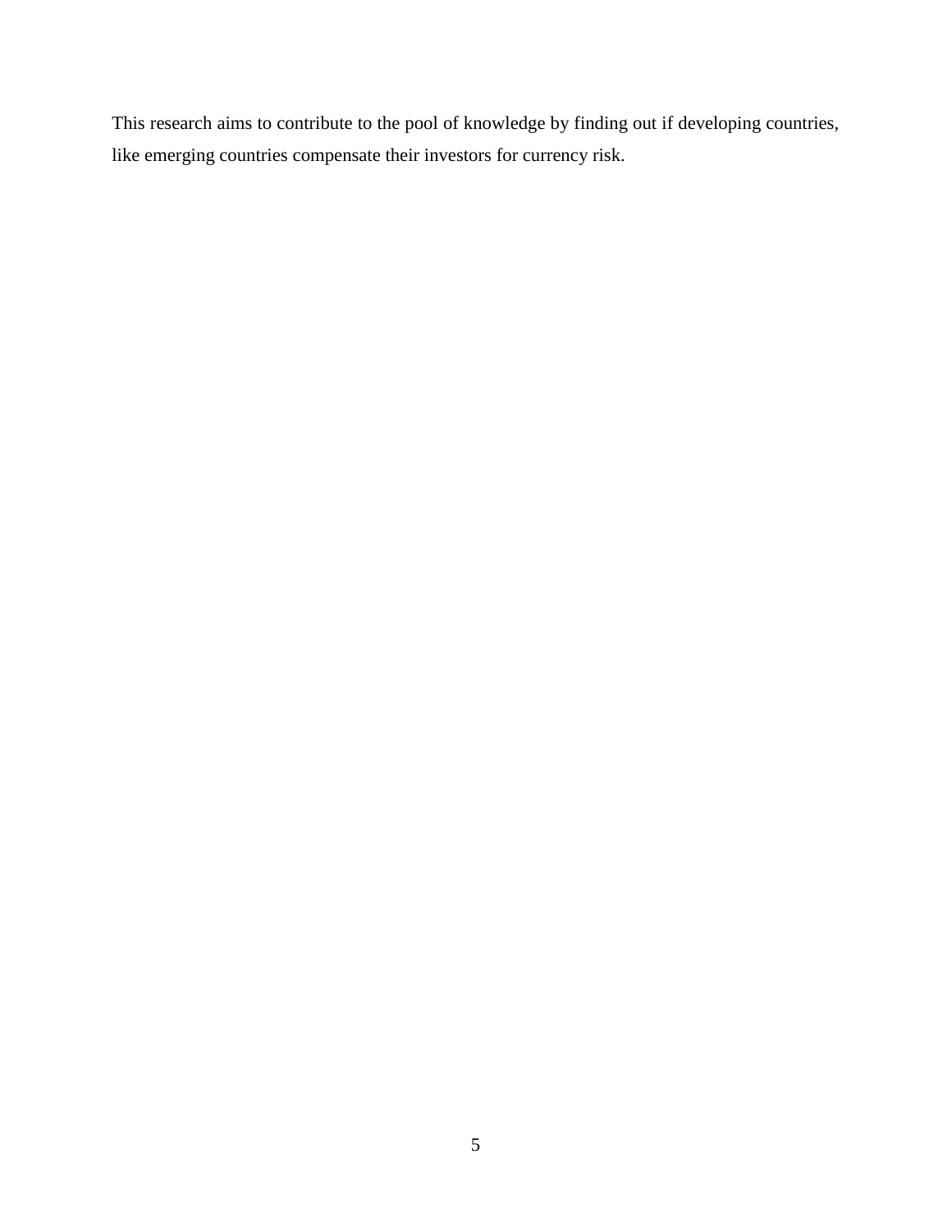This research aims to contribute to the pool of knowledge by finding out if developing countries, like emerging countries compensate their investors for currency risk.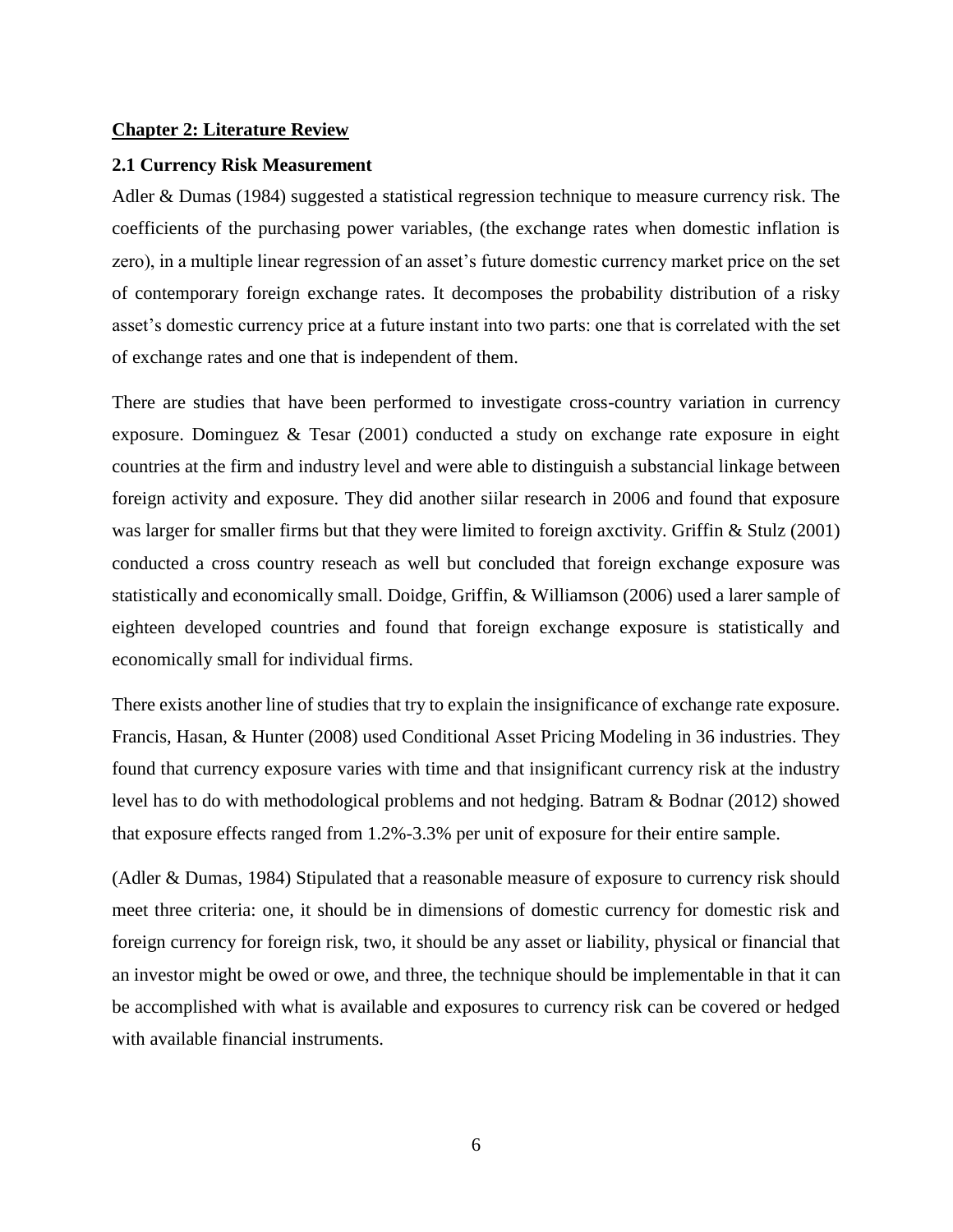## Chapter 2: Literature Review

### 2.1 Currency Risk Measurement

Adler & Dumas (1984) suggested a statistical regression technique to measure currency risk. The coefficients of the purchasing power variables, (the exchange rates when domestic inflation is zero), in a multiple linear regression of an asset's future domestic currency market price on the set of contemporary foreign exchange rates. It decomposes the probability distribution of a risky asset's domestic currency price at a future instant into two parts: one that is correlated with the set of exchange rates and one that is independent of them.

There are studies that have been performed to investigate cross-country variation in currency exposure. Dominguez & Tesar (2001) conducted a study on exchange rate exposure in eight countries at the firm and industry level and were able to distinguish a substancial linkage between foreign activity and exposure. They did another siilar research in 2006 and found that exposure was larger for smaller firms but that they were limited to foreign axctivity. Griffin & Stulz (2001) conducted a cross country reseach as well but concluded that foreign exchange exposure was statistically and economically small. Doidge, Griffin, & Williamson (2006) used a larer sample of eighteen developed countries and found that foreign exchange exposure is statistically and economically small for individual firms.

There exists another line of studies that try to explain the insignificance of exchange rate exposure. Francis, Hasan, & Hunter (2008) used Conditional Asset Pricing Modeling in 36 industries. They found that currency exposure varies with time and that insignificant currency risk at the industry level has to do with methodological problems and not hedging. Batram & Bodnar (2012) showed that exposure effects ranged from 1.2%-3.3% per unit of exposure for their entire sample.

(Adler & Dumas, 1984) Stipulated that a reasonable measure of exposure to currency risk should meet three criteria: one, it should be in dimensions of domestic currency for domestic risk and foreign currency for foreign risk, two, it should be any asset or liability, physical or financial that an investor might be owed or owe, and three, the technique should be implementable in that it can be accomplished with what is available and exposures to currency risk can be covered or hedged with available financial instruments.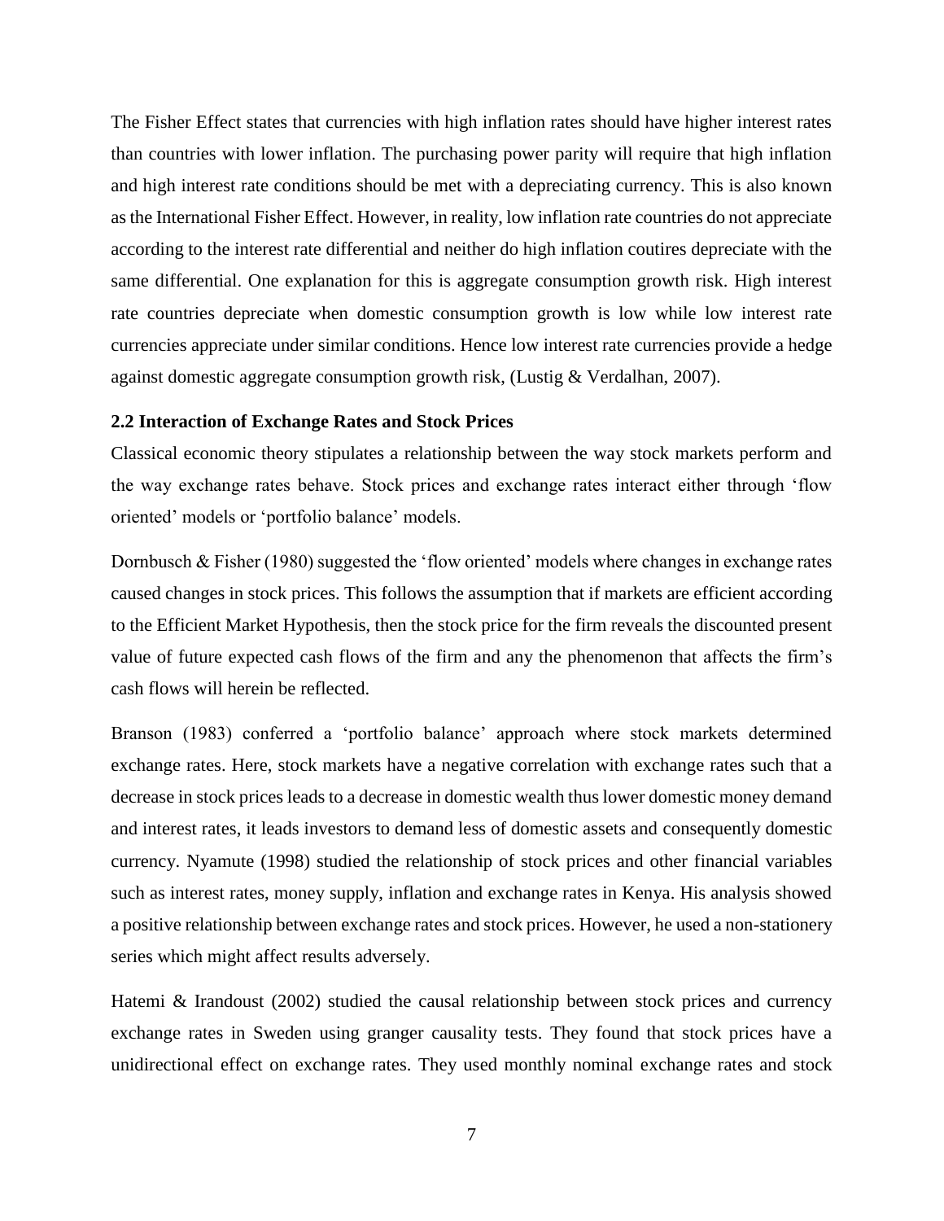The Fisher Effect states that currencies with high inflation rates should have higher interest rates than countries with lower inflation. The purchasing power parity will require that high inflation and high interest rate conditions should be met with a depreciating currency. This is also known as the International Fisher Effect. However, in reality, low inflation rate countries do not appreciate according to the interest rate differential and neither do high inflation coutires depreciate with the same differential. One explanation for this is aggregate consumption growth risk. High interest rate countries depreciate when domestic consumption growth is low while low interest rate currencies appreciate under similar conditions. Hence low interest rate currencies provide a hedge against domestic aggregate consumption growth risk, (Lustig & Verdalhan, 2007).

### 2.2 Interaction of Exchange Rates and Stock Prices

Classical economic theory stipulates a relationship between the way stock markets perform and the way exchange rates behave. Stock prices and exchange rates interact either through 'flow oriented' models or 'portfolio balance' models.

Dornbusch & Fisher (1980) suggested the 'flow oriented' models where changes in exchange rates caused changes in stock prices. This follows the assumption that if markets are efficient according to the Efficient Market Hypothesis, then the stock price for the firm reveals the discounted present value of future expected cash flows of the firm and any the phenomenon that affects the firm's cash flows will herein be reflected.

Branson (1983) conferred a 'portfolio balance' approach where stock markets determined exchange rates. Here, stock markets have a negative correlation with exchange rates such that a decrease in stock prices leads to a decrease in domestic wealth thus lower domestic money demand and interest rates, it leads investors to demand less of domestic assets and consequently domestic currency. Nyamute (1998) studied the relationship of stock prices and other financial variables such as interest rates, money supply, inflation and exchange rates in Kenya. His analysis showed a positive relationship between exchange rates and stock prices. However, he used a non-stationery series which might affect results adversely.

Hatemi & Irandoust (2002) studied the causal relationship between stock prices and currency exchange rates in Sweden using granger causality tests. They found that stock prices have a unidirectional effect on exchange rates. They used monthly nominal exchange rates and stock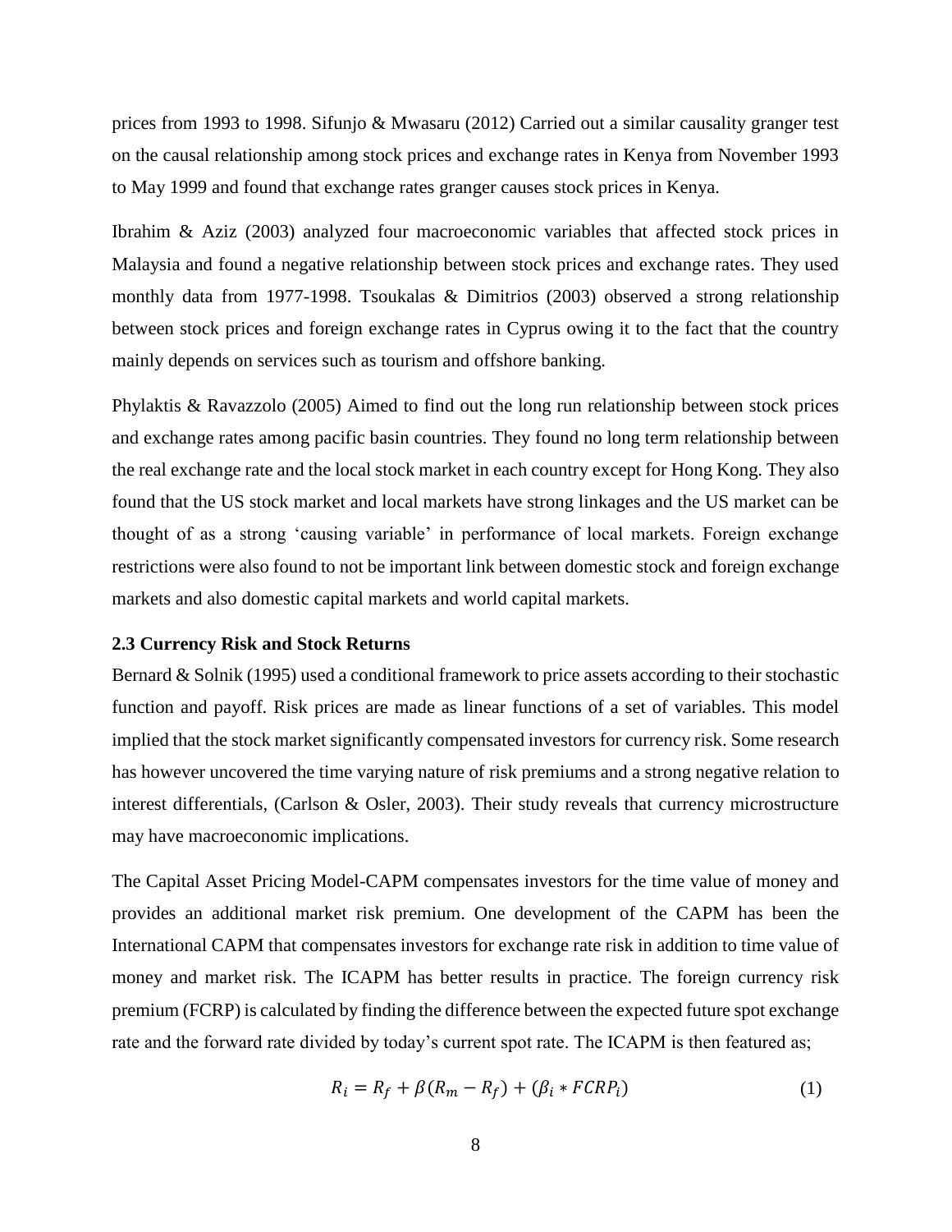prices from 1993 to 1998. Sifunjo & Mwasaru (2012) Carried out a similar causality granger test on the causal relationship among stock prices and exchange rates in Kenya from November 1993 to May 1999 and found that exchange rates granger causes stock prices in Kenya.

Ibrahim & Aziz (2003) analyzed four macroeconomic variables that affected stock prices in Malaysia and found a negative relationship between stock prices and exchange rates. They used monthly data from 1977-1998. Tsoukalas & Dimitrios (2003) observed a strong relationship between stock prices and foreign exchange rates in Cyprus owing it to the fact that the country mainly depends on services such as tourism and offshore banking.

Phylaktis & Ravazzolo (2005) Aimed to find out the long run relationship between stock prices and exchange rates among pacific basin countries. They found no long term relationship between the real exchange rate and the local stock market in each country except for Hong Kong. They also found that the US stock market and local markets have strong linkages and the US market can be thought of as a strong 'causing variable' in performance of local markets. Foreign exchange restrictions were also found to not be important link between domestic stock and foreign exchange markets and also domestic capital markets and world capital markets.

### 2.3 Currency Risk and Stock Returns

Bernard & Solnik (1995) used a conditional framework to price assets according to their stochastic function and payoff. Risk prices are made as linear functions of a set of variables. This model implied that the stock market significantly compensated investors for currency risk. Some research has however uncovered the time varying nature of risk premiums and a strong negative relation to interest differentials, (Carlson & Osler, 2003). Their study reveals that currency microstructure may have macroeconomic implications.

The Capital Asset Pricing Model-CAPM compensates investors for the time value of money and provides an additional market risk premium. One development of the CAPM has been the International CAPM that compensates investors for exchange rate risk in addition to time value of money and market risk. The ICAPM has better results in practice. The foreign currency risk premium (FCRP) is calculated by finding the difference between the expected future spot exchange rate and the forward rate divided by today's current spot rate. The ICAPM is then featured as;

$$R_i = R_f + \beta(R_m - R_f) + (\beta_i * FCRP_i) \tag{1}$$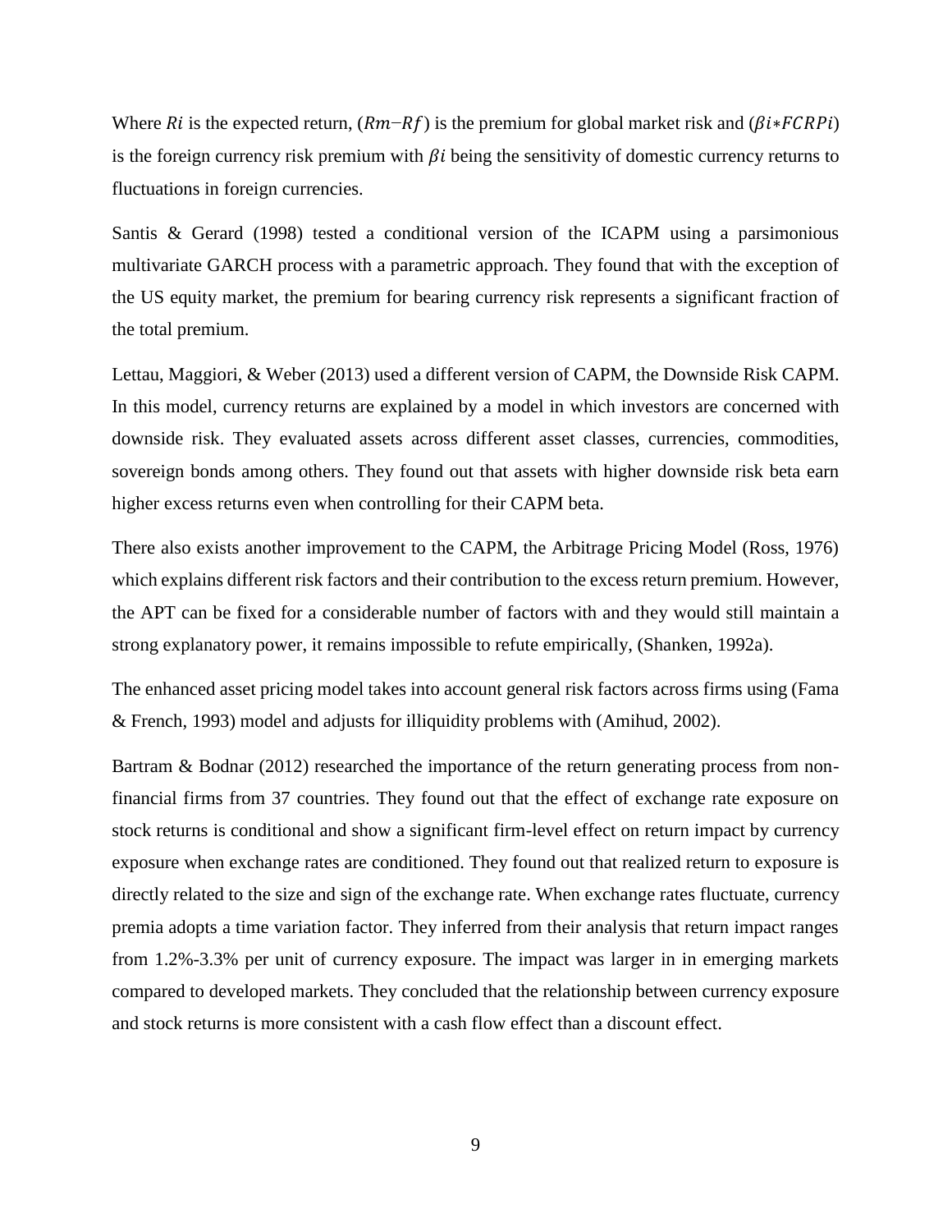Where $Ri$ is the expected return, $(Rm-Rf)$ is the premium for global market risk and $(\beta i * FCRPi)$ is the foreign currency risk premium with $\beta i$ being the sensitivity of domestic currency returns to fluctuations in foreign currencies.

Santis & Gerard (1998) tested a conditional version of the ICAPM using a parsimonious multivariate GARCH process with a parametric approach. They found that with the exception of the US equity market, the premium for bearing currency risk represents a significant fraction of the total premium.

Lettau, Maggiori, & Weber (2013) used a different version of CAPM, the Downside Risk CAPM. In this model, currency returns are explained by a model in which investors are concerned with downside risk. They evaluated assets across different asset classes, currencies, commodities, sovereign bonds among others. They found out that assets with higher downside risk beta earn higher excess returns even when controlling for their CAPM beta.

There also exists another improvement to the CAPM, the Arbitrage Pricing Model (Ross, 1976) which explains different risk factors and their contribution to the excess return premium. However, the APT can be fixed for a considerable number of factors with and they would still maintain a strong explanatory power, it remains impossible to refute empirically, (Shanken, 1992a).

The enhanced asset pricing model takes into account general risk factors across firms using (Fama & French, 1993) model and adjusts for illiquidity problems with (Amihud, 2002).

Bartram & Bodnar (2012) researched the importance of the return generating process from non-financial firms from 37 countries. They found out that the effect of exchange rate exposure on stock returns is conditional and show a significant firm-level effect on return impact by currency exposure when exchange rates are conditioned. They found out that realized return to exposure is directly related to the size and sign of the exchange rate. When exchange rates fluctuate, currency premia adopts a time variation factor. They inferred from their analysis that return impact ranges from 1.2%-3.3% per unit of currency exposure. The impact was larger in in emerging markets compared to developed markets. They concluded that the relationship between currency exposure and stock returns is more consistent with a cash flow effect than a discount effect.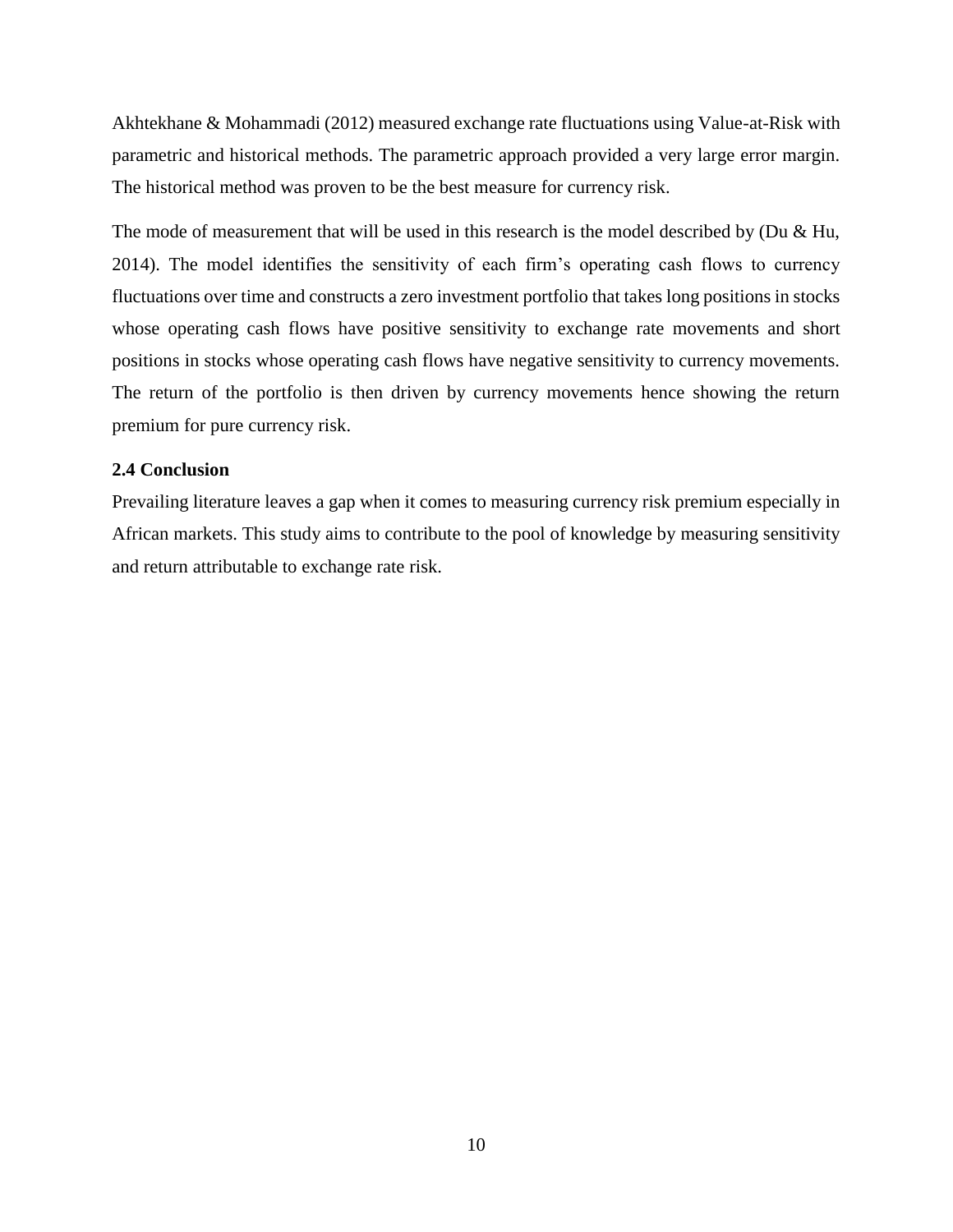Akhtekhane & Mohammadi (2012) measured exchange rate fluctuations using Value-at-Risk with parametric and historical methods. The parametric approach provided a very large error margin. The historical method was proven to be the best measure for currency risk.

The mode of measurement that will be used in this research is the model described by (Du & Hu, 2014). The model identifies the sensitivity of each firm's operating cash flows to currency fluctuations over time and constructs a zero investment portfolio that takes long positions in stocks whose operating cash flows have positive sensitivity to exchange rate movements and short positions in stocks whose operating cash flows have negative sensitivity to currency movements. The return of the portfolio is then driven by currency movements hence showing the return premium for pure currency risk.

### 2.4 Conclusion

Prevailing literature leaves a gap when it comes to measuring currency risk premium especially in African markets. This study aims to contribute to the pool of knowledge by measuring sensitivity and return attributable to exchange rate risk.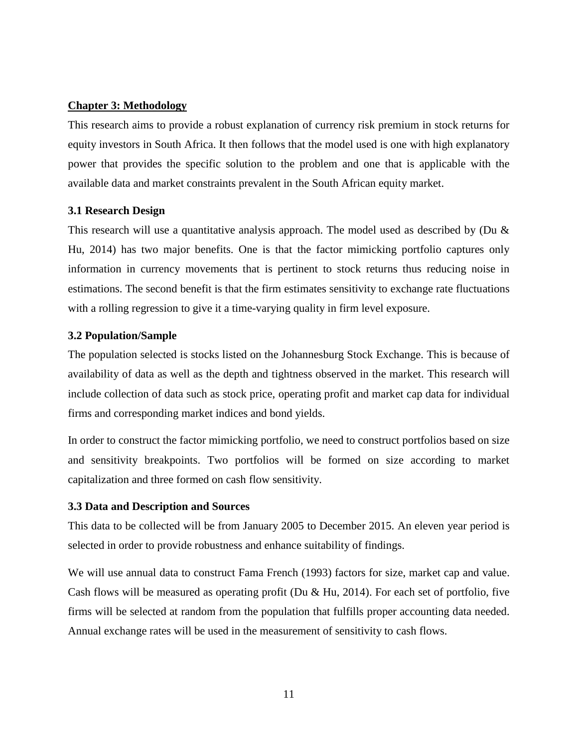## Chapter 3: Methodology

This research aims to provide a robust explanation of currency risk premium in stock returns for equity investors in South Africa. It then follows that the model used is one with high explanatory power that provides the specific solution to the problem and one that is applicable with the available data and market constraints prevalent in the South African equity market.

### 3.1 Research Design

This research will use a quantitative analysis approach. The model used as described by (Du & Hu, 2014) has two major benefits. One is that the factor mimicking portfolio captures only information in currency movements that is pertinent to stock returns thus reducing noise in estimations. The second benefit is that the firm estimates sensitivity to exchange rate fluctuations with a rolling regression to give it a time-varying quality in firm level exposure.

### 3.2 Population/Sample

The population selected is stocks listed on the Johannesburg Stock Exchange. This is because of availability of data as well as the depth and tightness observed in the market. This research will include collection of data such as stock price, operating profit and market cap data for individual firms and corresponding market indices and bond yields.

In order to construct the factor mimicking portfolio, we need to construct portfolios based on size and sensitivity breakpoints. Two portfolios will be formed on size according to market capitalization and three formed on cash flow sensitivity.

### 3.3 Data and Description and Sources

This data to be collected will be from January 2005 to December 2015. An eleven year period is selected in order to provide robustness and enhance suitability of findings.

We will use annual data to construct Fama French (1993) factors for size, market cap and value. Cash flows will be measured as operating profit (Du & Hu, 2014). For each set of portfolio, five firms will be selected at random from the population that fulfills proper accounting data needed. Annual exchange rates will be used in the measurement of sensitivity to cash flows.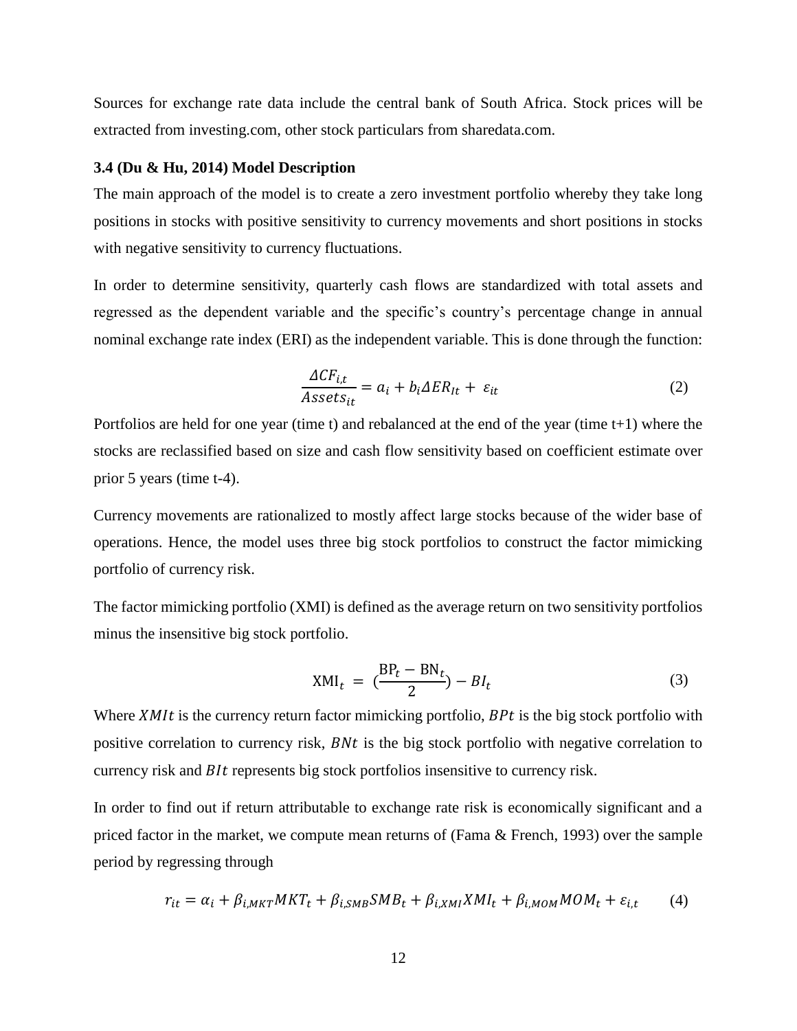Sources for exchange rate data include the central bank of South Africa. Stock prices will be extracted from investing.com, other stock particulars from sharedata.com.

### 3.4 (Du & Hu, 2014) Model Description

The main approach of the model is to create a zero investment portfolio whereby they take long positions in stocks with positive sensitivity to currency movements and short positions in stocks with negative sensitivity to currency fluctuations.

In order to determine sensitivity, quarterly cash flows are standardized with total assets and regressed as the dependent variable and the specific's country's percentage change in annual nominal exchange rate index (ERI) as the independent variable. This is done through the function:

$$\frac{\Delta CF_{i,t}}{Assets_{it}} = a_i + b_i \Delta ER_{It} + \varepsilon_{it} \tag{2}$$

Portfolios are held for one year (time t) and rebalanced at the end of the year (time t+1) where the stocks are reclassified based on size and cash flow sensitivity based on coefficient estimate over prior 5 years (time t-4).

Currency movements are rationalized to mostly affect large stocks because of the wider base of operations. Hence, the model uses three big stock portfolios to construct the factor mimicking portfolio of currency risk.

The factor mimicking portfolio (XMI) is defined as the average return on two sensitivity portfolios minus the insensitive big stock portfolio.

$$\mathrm{XMI}_t = \left(\frac{\mathrm{BP}_t - \mathrm{BN}_t}{2}\right) - BI_t \tag{3}$$

Where $XMIt$ is the currency return factor mimicking portfolio, $BPt$ is the big stock portfolio with positive correlation to currency risk, $BNt$ is the big stock portfolio with negative correlation to currency risk and $BIt$ represents big stock portfolios insensitive to currency risk.

In order to find out if return attributable to exchange rate risk is economically significant and a priced factor in the market, we compute mean returns of (Fama & French, 1993) over the sample period by regressing through

$$r_{it} = \alpha_i + \beta_{i,MKT} MKT_t + \beta_{i,SMB} SMB_t + \beta_{i,XMI} XMI_t + \beta_{i,MOM} MOM_t + \varepsilon_{i,t} \tag{4}$$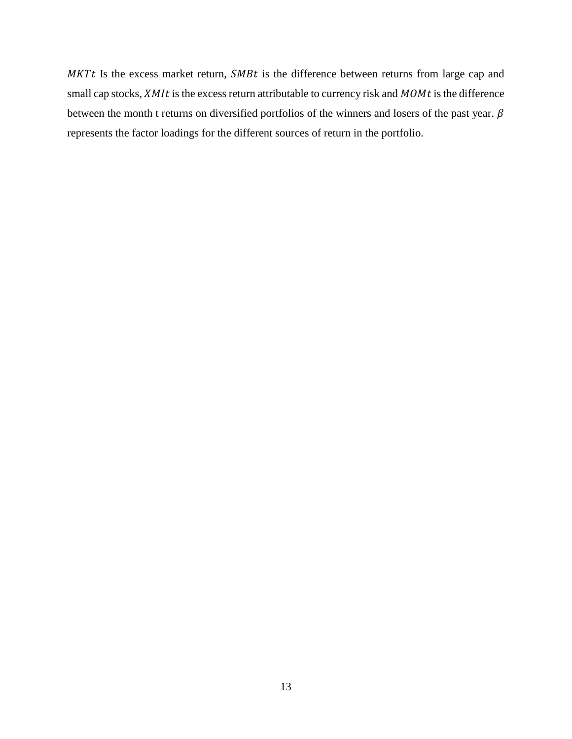$MKTt$ Is the excess market return, $SMBt$ is the difference between returns from large cap and small cap stocks, $XMIt$ is the excess return attributable to currency risk and $MOMt$ is the difference between the month t returns on diversified portfolios of the winners and losers of the past year. $\beta$ represents the factor loadings for the different sources of return in the portfolio.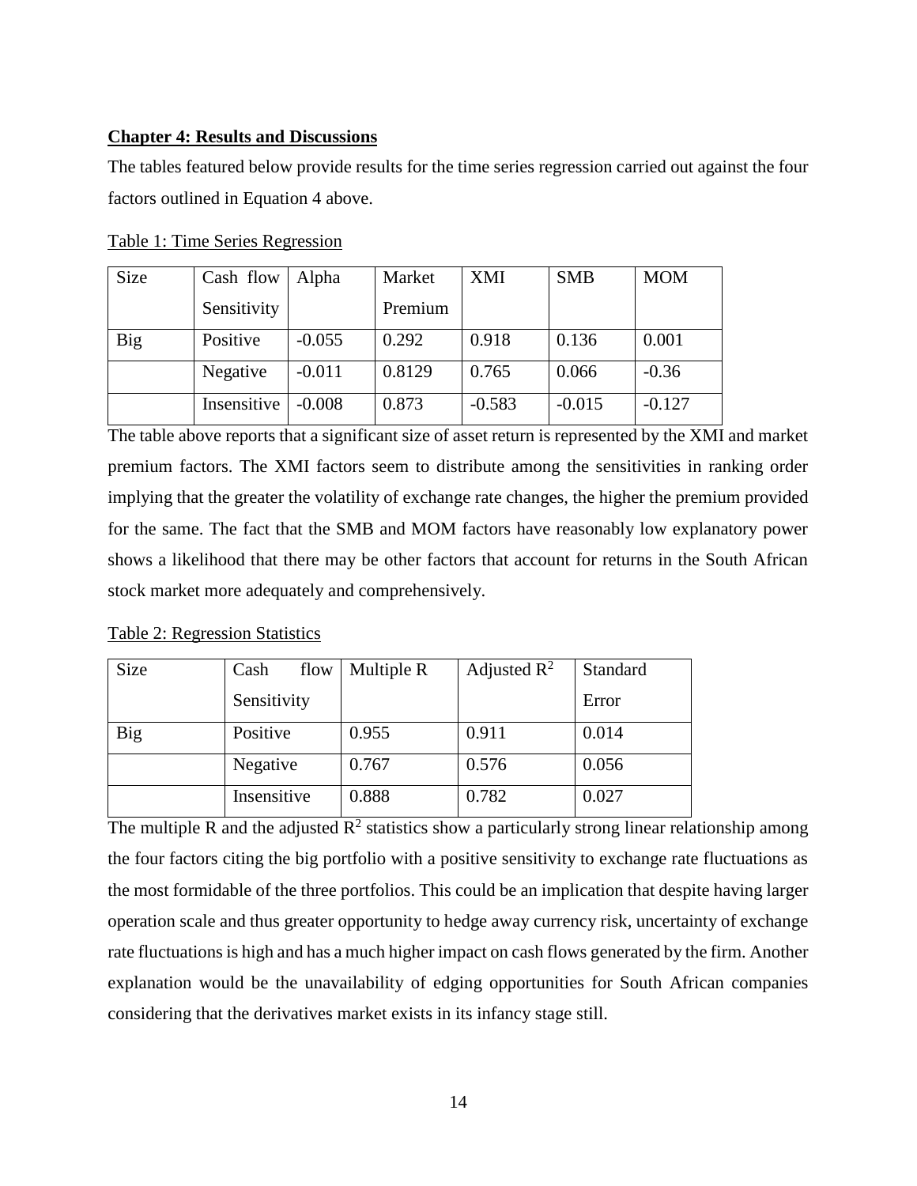**Chapter 4: Results and Discussions**

The tables featured below provide results for the time series regression carried out against the four factors outlined in Equation 4 above.

Table 1: Time Series Regression

| Size | Cash flow Sensitivity | Alpha | Market Premium | XMI | SMB | MOM |
|---|---|---|---|---|---|---|
| Big | Positive | -0.055 | 0.292 | 0.918 | 0.136 | 0.001 |
| | Negative | -0.011 | 0.8129 | 0.765 | 0.066 | -0.36 |
| | Insensitive | -0.008 | 0.873 | -0.583 | -0.015 | -0.127 |

The table above reports that a significant size of asset return is represented by the XMI and market premium factors. The XMI factors seem to distribute among the sensitivities in ranking order implying that the greater the volatility of exchange rate changes, the higher the premium provided for the same. The fact that the SMB and MOM factors have reasonably low explanatory power shows a likelihood that there may be other factors that account for returns in the South African stock market more adequately and comprehensively.

Table 2: Regression Statistics

| Size | Cash flow Sensitivity | Multiple R | Adjusted $R^2$ | Standard Error |
|---|---|---|---|---|
| Big | Positive | 0.955 | 0.911 | 0.014 |
| | Negative | 0.767 | 0.576 | 0.056 |
| | Insensitive | 0.888 | 0.782 | 0.027 |

The multiple R and the adjusted $R^2$ statistics show a particularly strong linear relationship among the four factors citing the big portfolio with a positive sensitivity to exchange rate fluctuations as the most formidable of the three portfolios. This could be an implication that despite having larger operation scale and thus greater opportunity to hedge away currency risk, uncertainty of exchange rate fluctuations is high and has a much higher impact on cash flows generated by the firm. Another explanation would be the unavailability of edging opportunities for South African companies considering that the derivatives market exists in its infancy stage still.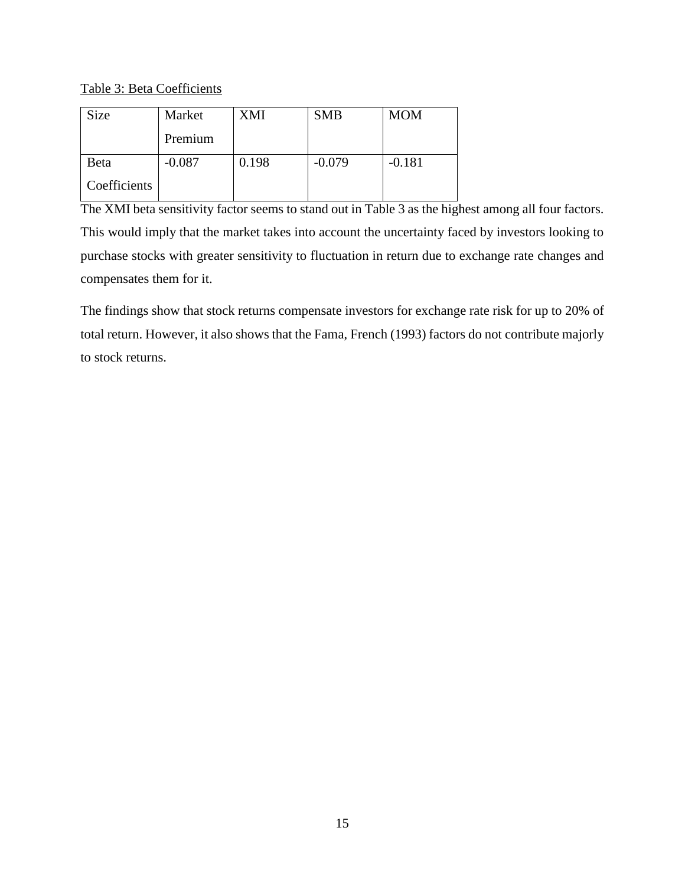Table 3: Beta Coefficients

| Size | Market Premium | XMI | SMB | MOM |
|---|---|---|---|---|
| Beta Coefficients | -0.087 | 0.198 | -0.079 | -0.181 |

The XMI beta sensitivity factor seems to stand out in Table 3 as the highest among all four factors. This would imply that the market takes into account the uncertainty faced by investors looking to purchase stocks with greater sensitivity to fluctuation in return due to exchange rate changes and compensates them for it.

The findings show that stock returns compensate investors for exchange rate risk for up to 20% of total return. However, it also shows that the Fama, French (1993) factors do not contribute majorly to stock returns.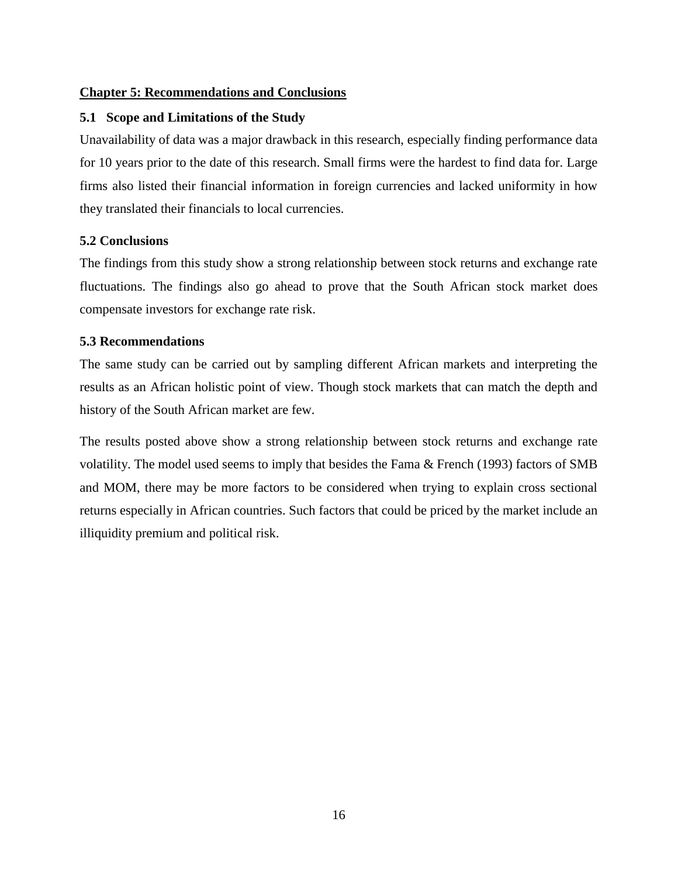# Chapter 5: Recommendations and Conclusions

## 5.1 Scope and Limitations of the Study

Unavailability of data was a major drawback in this research, especially finding performance data for 10 years prior to the date of this research. Small firms were the hardest to find data for. Large firms also listed their financial information in foreign currencies and lacked uniformity in how they translated their financials to local currencies.

## 5.2 Conclusions

The findings from this study show a strong relationship between stock returns and exchange rate fluctuations. The findings also go ahead to prove that the South African stock market does compensate investors for exchange rate risk.

## 5.3 Recommendations

The same study can be carried out by sampling different African markets and interpreting the results as an African holistic point of view. Though stock markets that can match the depth and history of the South African market are few.

The results posted above show a strong relationship between stock returns and exchange rate volatility. The model used seems to imply that besides the Fama & French (1993) factors of SMB and MOM, there may be more factors to be considered when trying to explain cross sectional returns especially in African countries. Such factors that could be priced by the market include an illiquidity premium and political risk.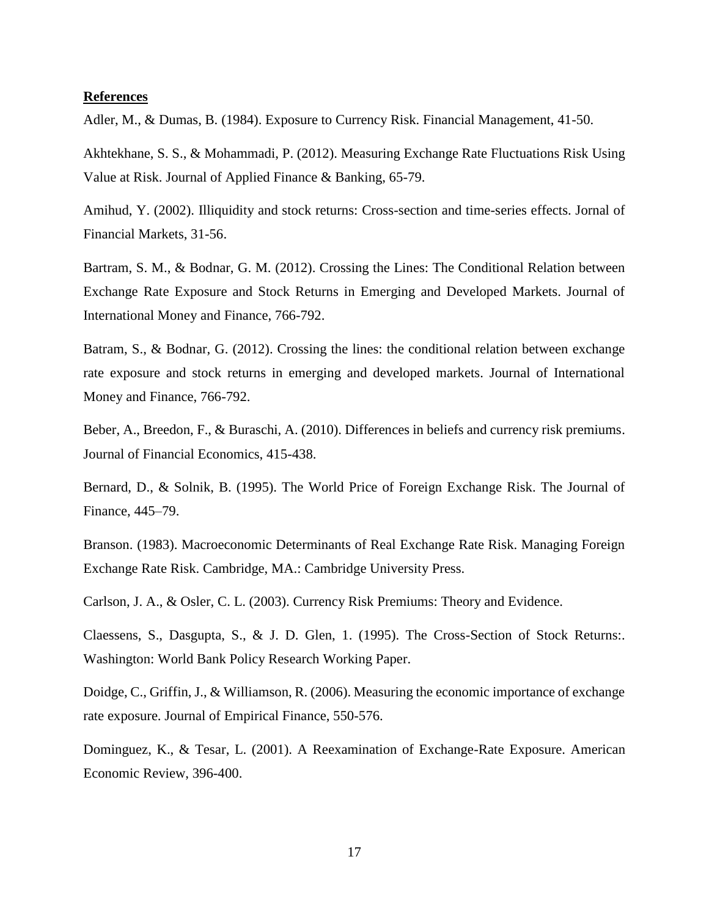**References**

Adler, M., & Dumas, B. (1984). Exposure to Currency Risk. Financial Management, 41-50.

Akhtekhane, S. S., & Mohammadi, P. (2012). Measuring Exchange Rate Fluctuations Risk Using Value at Risk. Journal of Applied Finance & Banking, 65-79.

Amihud, Y. (2002). Illiquidity and stock returns: Cross-section and time-series effects. Jornal of Financial Markets, 31-56.

Bartram, S. M., & Bodnar, G. M. (2012). Crossing the Lines: The Conditional Relation between Exchange Rate Exposure and Stock Returns in Emerging and Developed Markets. Journal of International Money and Finance, 766-792.

Batram, S., & Bodnar, G. (2012). Crossing the lines: the conditional relation between exchange rate exposure and stock returns in emerging and developed markets. Journal of International Money and Finance, 766-792.

Beber, A., Breedon, F., & Buraschi, A. (2010). Differences in beliefs and currency risk premiums. Journal of Financial Economics, 415-438.

Bernard, D., & Solnik, B. (1995). The World Price of Foreign Exchange Risk. The Journal of Finance, 445–79.

Branson. (1983). Macroeconomic Determinants of Real Exchange Rate Risk. Managing Foreign Exchange Rate Risk. Cambridge, MA.: Cambridge University Press.

Carlson, J. A., & Osler, C. L. (2003). Currency Risk Premiums: Theory and Evidence.

Claessens, S., Dasgupta, S., & J. D. Glen, 1. (1995). The Cross-Section of Stock Returns:. Washington: World Bank Policy Research Working Paper.

Doidge, C., Griffin, J., & Williamson, R. (2006). Measuring the economic importance of exchange rate exposure. Journal of Empirical Finance, 550-576.

Dominguez, K., & Tesar, L. (2001). A Reexamination of Exchange-Rate Exposure. American Economic Review, 396-400.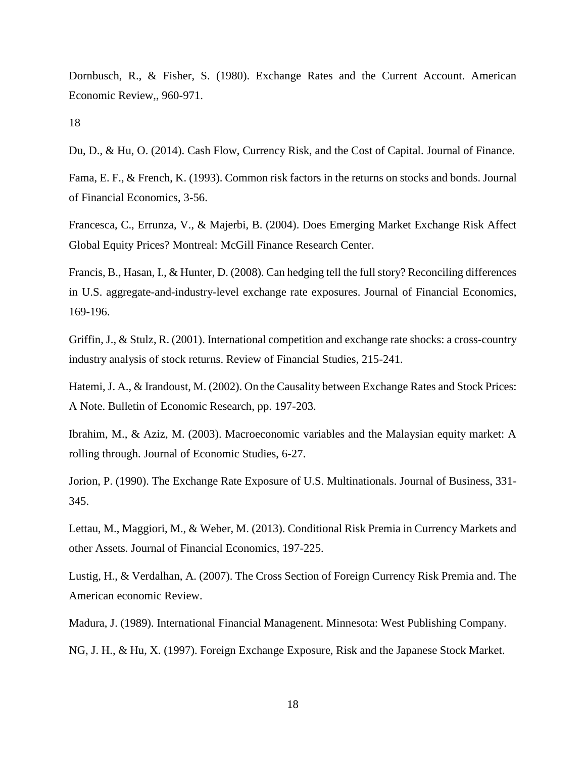Dornbusch, R., & Fisher, S. (1980). Exchange Rates and the Current Account. American Economic Review,, 960-971.

18

Du, D., & Hu, O. (2014). Cash Flow, Currency Risk, and the Cost of Capital. Journal of Finance.

Fama, E. F., & French, K. (1993). Common risk factors in the returns on stocks and bonds. Journal of Financial Economics, 3-56.

Francesca, C., Errunza, V., & Majerbi, B. (2004). Does Emerging Market Exchange Risk Affect Global Equity Prices? Montreal: McGill Finance Research Center.

Francis, B., Hasan, I., & Hunter, D. (2008). Can hedging tell the full story? Reconciling differences in U.S. aggregate-and-industry-level exchange rate exposures. Journal of Financial Economics, 169-196.

Griffin, J., & Stulz, R. (2001). International competition and exchange rate shocks: a cross-country industry analysis of stock returns. Review of Financial Studies, 215-241.

Hatemi, J. A., & Irandoust, M. (2002). On the Causality between Exchange Rates and Stock Prices: A Note. Bulletin of Economic Research, pp. 197-203.

Ibrahim, M., & Aziz, M. (2003). Macroeconomic variables and the Malaysian equity market: A rolling through. Journal of Economic Studies, 6-27.

Jorion, P. (1990). The Exchange Rate Exposure of U.S. Multinationals. Journal of Business, 331-345.

Lettau, M., Maggiori, M., & Weber, M. (2013). Conditional Risk Premia in Currency Markets and other Assets. Journal of Financial Economics, 197-225.

Lustig, H., & Verdalhan, A. (2007). The Cross Section of Foreign Currency Risk Premia and. The American economic Review.

Madura, J. (1989). International Financial Managenent. Minnesota: West Publishing Company.

NG, J. H., & Hu, X. (1997). Foreign Exchange Exposure, Risk and the Japanese Stock Market.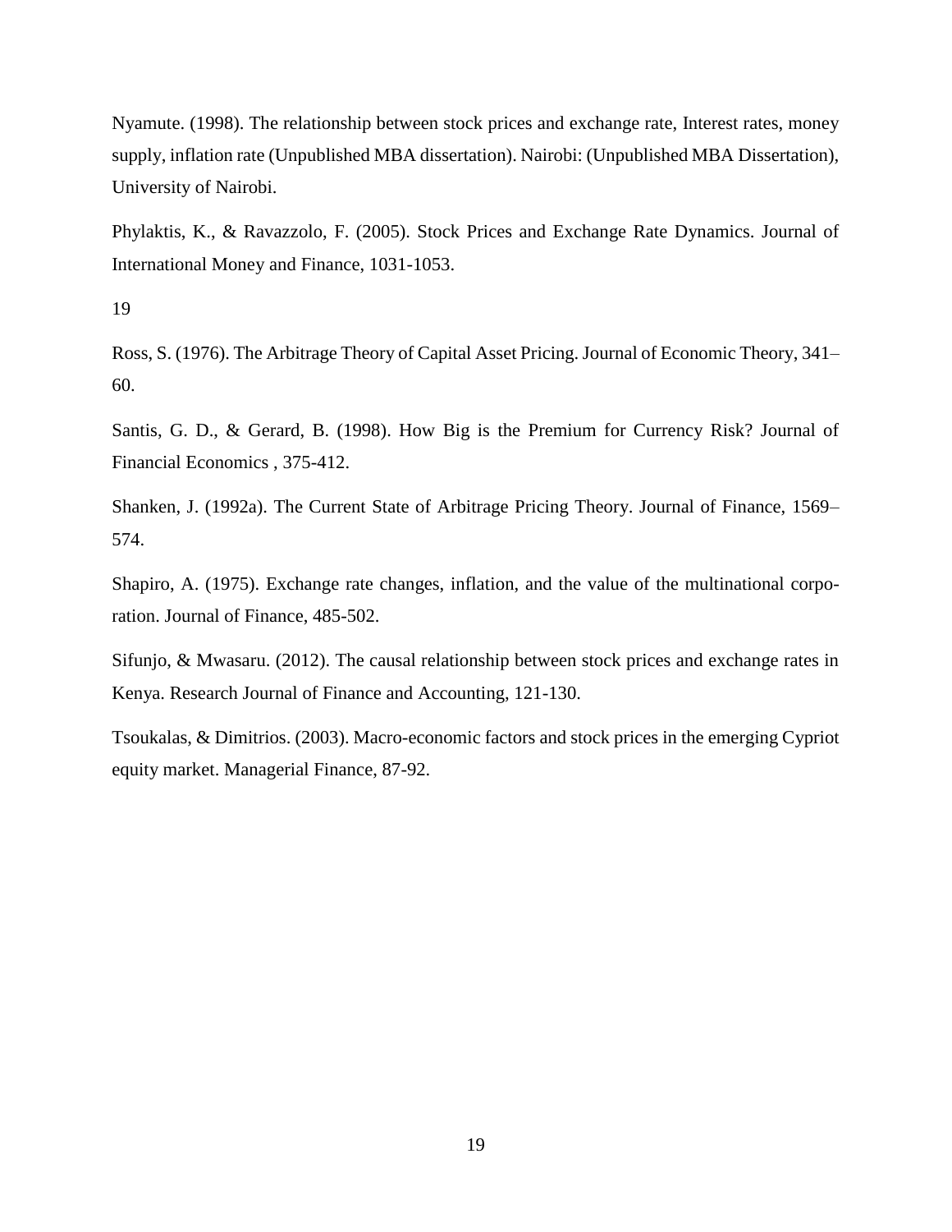Nyamute. (1998). The relationship between stock prices and exchange rate, Interest rates, money supply, inflation rate (Unpublished MBA dissertation). Nairobi: (Unpublished MBA Dissertation), University of Nairobi.

Phylaktis, K., & Ravazzolo, F. (2005). Stock Prices and Exchange Rate Dynamics. Journal of International Money and Finance, 1031-1053.

Ross, S. (1976). The Arbitrage Theory of Capital Asset Pricing. Journal of Economic Theory, 341–60.

Santis, G. D., & Gerard, B. (1998). How Big is the Premium for Currency Risk? Journal of Financial Economics , 375-412.

Shanken, J. (1992a). The Current State of Arbitrage Pricing Theory. Journal of Finance, 1569–574.

Shapiro, A. (1975). Exchange rate changes, inflation, and the value of the multinational corporation. Journal of Finance, 485-502.

Sifunjo, & Mwasaru. (2012). The causal relationship between stock prices and exchange rates in Kenya. Research Journal of Finance and Accounting, 121-130.

Tsoukalas, & Dimitrios. (2003). Macro-economic factors and stock prices in the emerging Cypriot equity market. Managerial Finance, 87-92.